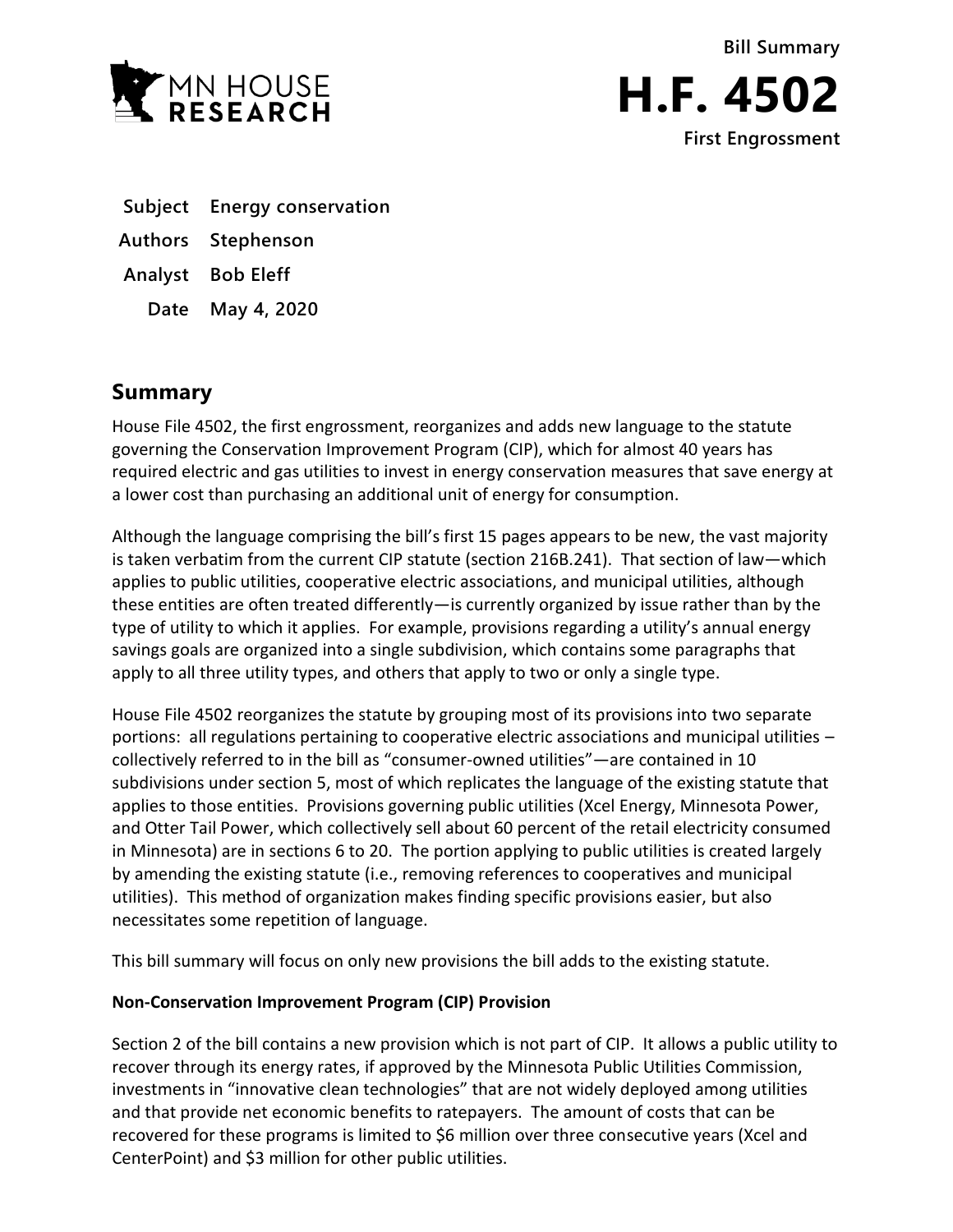MN HOUSE RESEARCH

**Bill Summary**

# H.F. 4502

**First Engrossment**

| | |
|---|---|
| **Subject** | **Energy conservation** |
| **Authors** | **Stephenson** |
| **Analyst** | **Bob Eleff** |
| **Date** | **May 4, 2020** |

## Summary

House File 4502, the first engrossment, reorganizes and adds new language to the statute governing the Conservation Improvement Program (CIP), which for almost 40 years has required electric and gas utilities to invest in energy conservation measures that save energy at a lower cost than purchasing an additional unit of energy for consumption.

Although the language comprising the bill's first 15 pages appears to be new, the vast majority is taken verbatim from the current CIP statute (section 216B.241). That section of law—which applies to public utilities, cooperative electric associations, and municipal utilities, although these entities are often treated differently—is currently organized by issue rather than by the type of utility to which it applies. For example, provisions regarding a utility's annual energy savings goals are organized into a single subdivision, which contains some paragraphs that apply to all three utility types, and others that apply to two or only a single type.

House File 4502 reorganizes the statute by grouping most of its provisions into two separate portions: all regulations pertaining to cooperative electric associations and municipal utilities – collectively referred to in the bill as "consumer-owned utilities"—are contained in 10 subdivisions under section 5, most of which replicates the language of the existing statute that applies to those entities. Provisions governing public utilities (Xcel Energy, Minnesota Power, and Otter Tail Power, which collectively sell about 60 percent of the retail electricity consumed in Minnesota) are in sections 6 to 20. The portion applying to public utilities is created largely by amending the existing statute (i.e., removing references to cooperatives and municipal utilities). This method of organization makes finding specific provisions easier, but also necessitates some repetition of language.

This bill summary will focus on only new provisions the bill adds to the existing statute.

**Non-Conservation Improvement Program (CIP) Provision**

Section 2 of the bill contains a new provision which is not part of CIP. It allows a public utility to recover through its energy rates, if approved by the Minnesota Public Utilities Commission, investments in "innovative clean technologies" that are not widely deployed among utilities and that provide net economic benefits to ratepayers. The amount of costs that can be recovered for these programs is limited to $6 million over three consecutive years (Xcel and CenterPoint) and $3 million for other public utilities.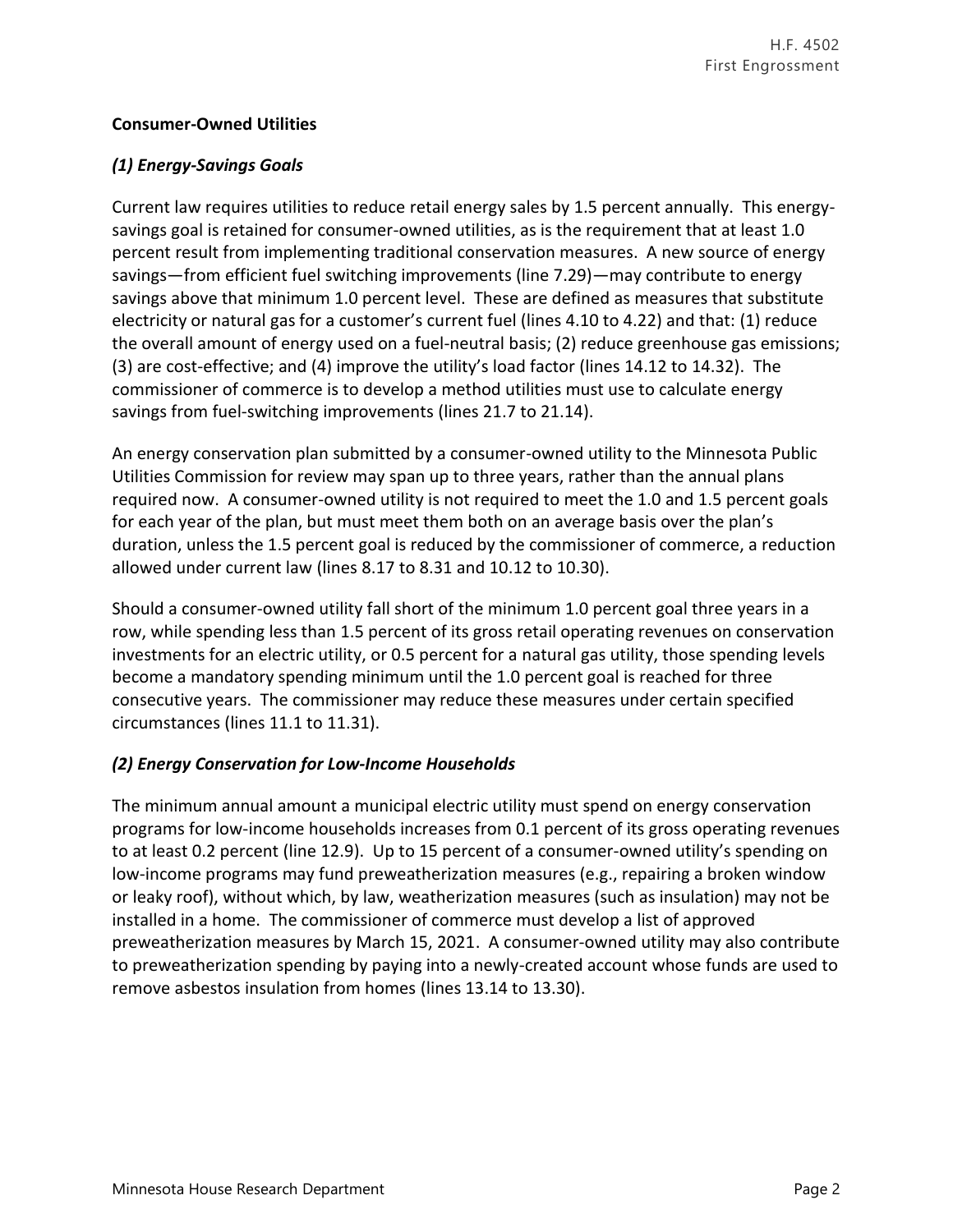**Consumer-Owned Utilities**

### *(1) Energy-Savings Goals*

Current law requires utilities to reduce retail energy sales by 1.5 percent annually. This energy-savings goal is retained for consumer-owned utilities, as is the requirement that at least 1.0 percent result from implementing traditional conservation measures. A new source of energy savings—from efficient fuel switching improvements (line 7.29)—may contribute to energy savings above that minimum 1.0 percent level. These are defined as measures that substitute electricity or natural gas for a customer's current fuel (lines 4.10 to 4.22) and that: (1) reduce the overall amount of energy used on a fuel-neutral basis; (2) reduce greenhouse gas emissions; (3) are cost-effective; and (4) improve the utility's load factor (lines 14.12 to 14.32). The commissioner of commerce is to develop a method utilities must use to calculate energy savings from fuel-switching improvements (lines 21.7 to 21.14).

An energy conservation plan submitted by a consumer-owned utility to the Minnesota Public Utilities Commission for review may span up to three years, rather than the annual plans required now. A consumer-owned utility is not required to meet the 1.0 and 1.5 percent goals for each year of the plan, but must meet them both on an average basis over the plan's duration, unless the 1.5 percent goal is reduced by the commissioner of commerce, a reduction allowed under current law (lines 8.17 to 8.31 and 10.12 to 10.30).

Should a consumer-owned utility fall short of the minimum 1.0 percent goal three years in a row, while spending less than 1.5 percent of its gross retail operating revenues on conservation investments for an electric utility, or 0.5 percent for a natural gas utility, those spending levels become a mandatory spending minimum until the 1.0 percent goal is reached for three consecutive years. The commissioner may reduce these measures under certain specified circumstances (lines 11.1 to 11.31).

### *(2) Energy Conservation for Low-Income Households*

The minimum annual amount a municipal electric utility must spend on energy conservation programs for low-income households increases from 0.1 percent of its gross operating revenues to at least 0.2 percent (line 12.9). Up to 15 percent of a consumer-owned utility's spending on low-income programs may fund preweatherization measures (e.g., repairing a broken window or leaky roof), without which, by law, weatherization measures (such as insulation) may not be installed in a home. The commissioner of commerce must develop a list of approved preweatherization measures by March 15, 2021. A consumer-owned utility may also contribute to preweatherization spending by paying into a newly-created account whose funds are used to remove asbestos insulation from homes (lines 13.14 to 13.30).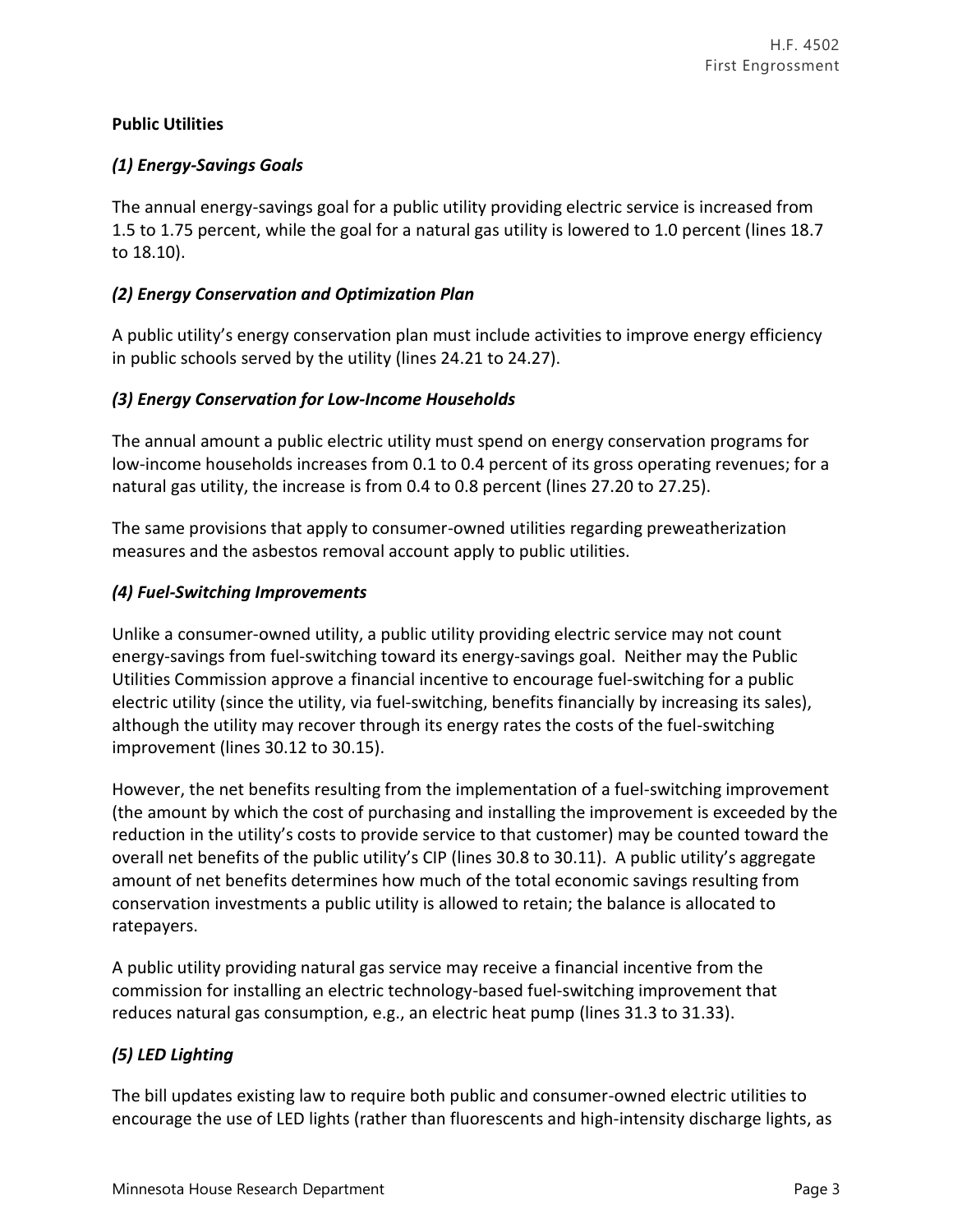**Public Utilities**

***(1) Energy-Savings Goals***

The annual energy-savings goal for a public utility providing electric service is increased from 1.5 to 1.75 percent, while the goal for a natural gas utility is lowered to 1.0 percent (lines 18.7 to 18.10).

***(2) Energy Conservation and Optimization Plan***

A public utility's energy conservation plan must include activities to improve energy efficiency in public schools served by the utility (lines 24.21 to 24.27).

***(3) Energy Conservation for Low-Income Households***

The annual amount a public electric utility must spend on energy conservation programs for low-income households increases from 0.1 to 0.4 percent of its gross operating revenues; for a natural gas utility, the increase is from 0.4 to 0.8 percent (lines 27.20 to 27.25).

The same provisions that apply to consumer-owned utilities regarding preweatherization measures and the asbestos removal account apply to public utilities.

***(4) Fuel-Switching Improvements***

Unlike a consumer-owned utility, a public utility providing electric service may not count energy-savings from fuel-switching toward its energy-savings goal. Neither may the Public Utilities Commission approve a financial incentive to encourage fuel-switching for a public electric utility (since the utility, via fuel-switching, benefits financially by increasing its sales), although the utility may recover through its energy rates the costs of the fuel-switching improvement (lines 30.12 to 30.15).

However, the net benefits resulting from the implementation of a fuel-switching improvement (the amount by which the cost of purchasing and installing the improvement is exceeded by the reduction in the utility's costs to provide service to that customer) may be counted toward the overall net benefits of the public utility's CIP (lines 30.8 to 30.11). A public utility's aggregate amount of net benefits determines how much of the total economic savings resulting from conservation investments a public utility is allowed to retain; the balance is allocated to ratepayers.

A public utility providing natural gas service may receive a financial incentive from the commission for installing an electric technology-based fuel-switching improvement that reduces natural gas consumption, e.g., an electric heat pump (lines 31.3 to 31.33).

***(5) LED Lighting***

The bill updates existing law to require both public and consumer-owned electric utilities to encourage the use of LED lights (rather than fluorescents and high-intensity discharge lights, as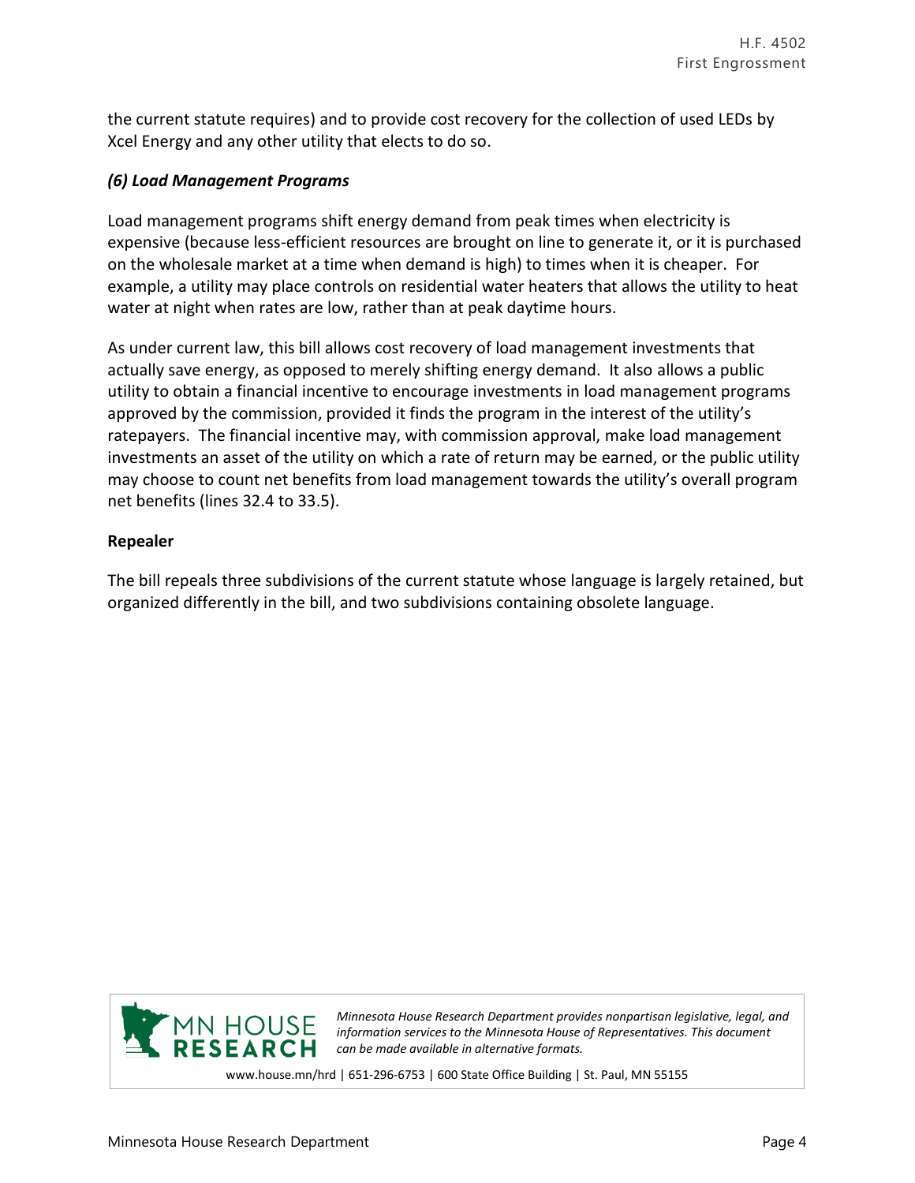the current statute requires) and to provide cost recovery for the collection of used LEDs by Xcel Energy and any other utility that elects to do so.

### *(6) Load Management Programs*

Load management programs shift energy demand from peak times when electricity is expensive (because less-efficient resources are brought on line to generate it, or it is purchased on the wholesale market at a time when demand is high) to times when it is cheaper. For example, a utility may place controls on residential water heaters that allows the utility to heat water at night when rates are low, rather than at peak daytime hours.

As under current law, this bill allows cost recovery of load management investments that actually save energy, as opposed to merely shifting energy demand. It also allows a public utility to obtain a financial incentive to encourage investments in load management programs approved by the commission, provided it finds the program in the interest of the utility's ratepayers. The financial incentive may, with commission approval, make load management investments an asset of the utility on which a rate of return may be earned, or the public utility may choose to count net benefits from load management towards the utility's overall program net benefits (lines 32.4 to 33.5).

**Repealer**

The bill repeals three subdivisions of the current statute whose language is largely retained, but organized differently in the bill, and two subdivisions containing obsolete language.

*Minnesota House Research Department provides nonpartisan legislative, legal, and information services to the Minnesota House of Representatives. This document can be made available in alternative formats.*

www.house.mn/hrd | 651-296-6753 | 600 State Office Building | St. Paul, MN 55155